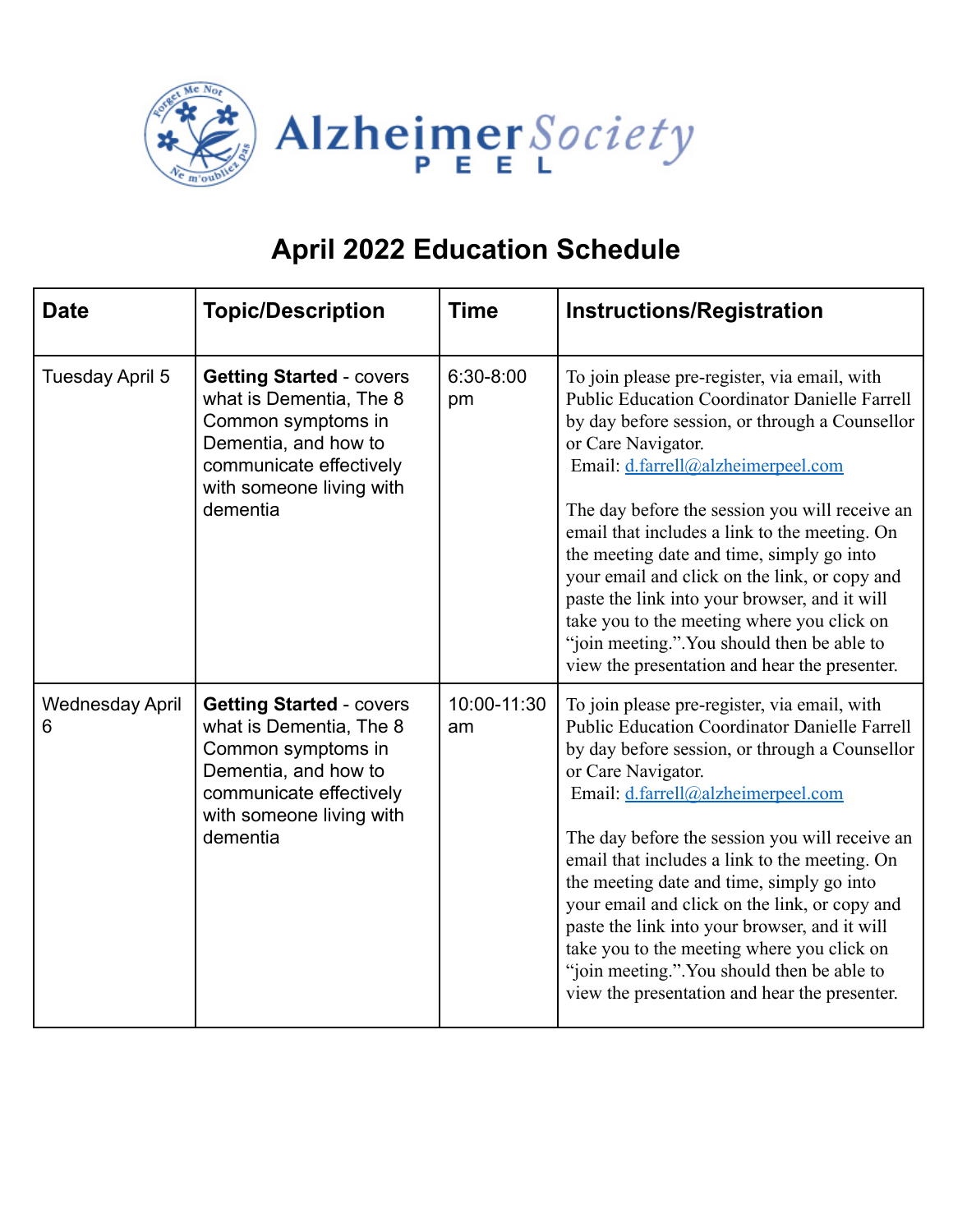Alzheimer Society PEEL

# April 2022 Education Schedule

| Date | Topic/Description | Time | Instructions/Registration |
|---|---|---|---|
| Tuesday April 5 | **Getting Started** - covers what is Dementia, The 8 Common symptoms in Dementia, and how to communicate effectively with someone living with dementia | 6:30-8:00 pm | To join please pre-register, via email, with Public Education Coordinator Danielle Farrell by day before session, or through a Counsellor or Care Navigator. Email: d.farrell@alzheimerpeel.com<br><br>The day before the session you will receive an email that includes a link to the meeting. On the meeting date and time, simply go into your email and click on the link, or copy and paste the link into your browser, and it will take you to the meeting where you click on "join meeting.".You should then be able to view the presentation and hear the presenter. |
| Wednesday April 6 | **Getting Started** - covers what is Dementia, The 8 Common symptoms in Dementia, and how to communicate effectively with someone living with dementia | 10:00-11:30 am | To join please pre-register, via email, with Public Education Coordinator Danielle Farrell by day before session, or through a Counsellor or Care Navigator. Email: d.farrell@alzheimerpeel.com<br><br>The day before the session you will receive an email that includes a link to the meeting. On the meeting date and time, simply go into your email and click on the link, or copy and paste the link into your browser, and it will take you to the meeting where you click on "join meeting.".You should then be able to view the presentation and hear the presenter. |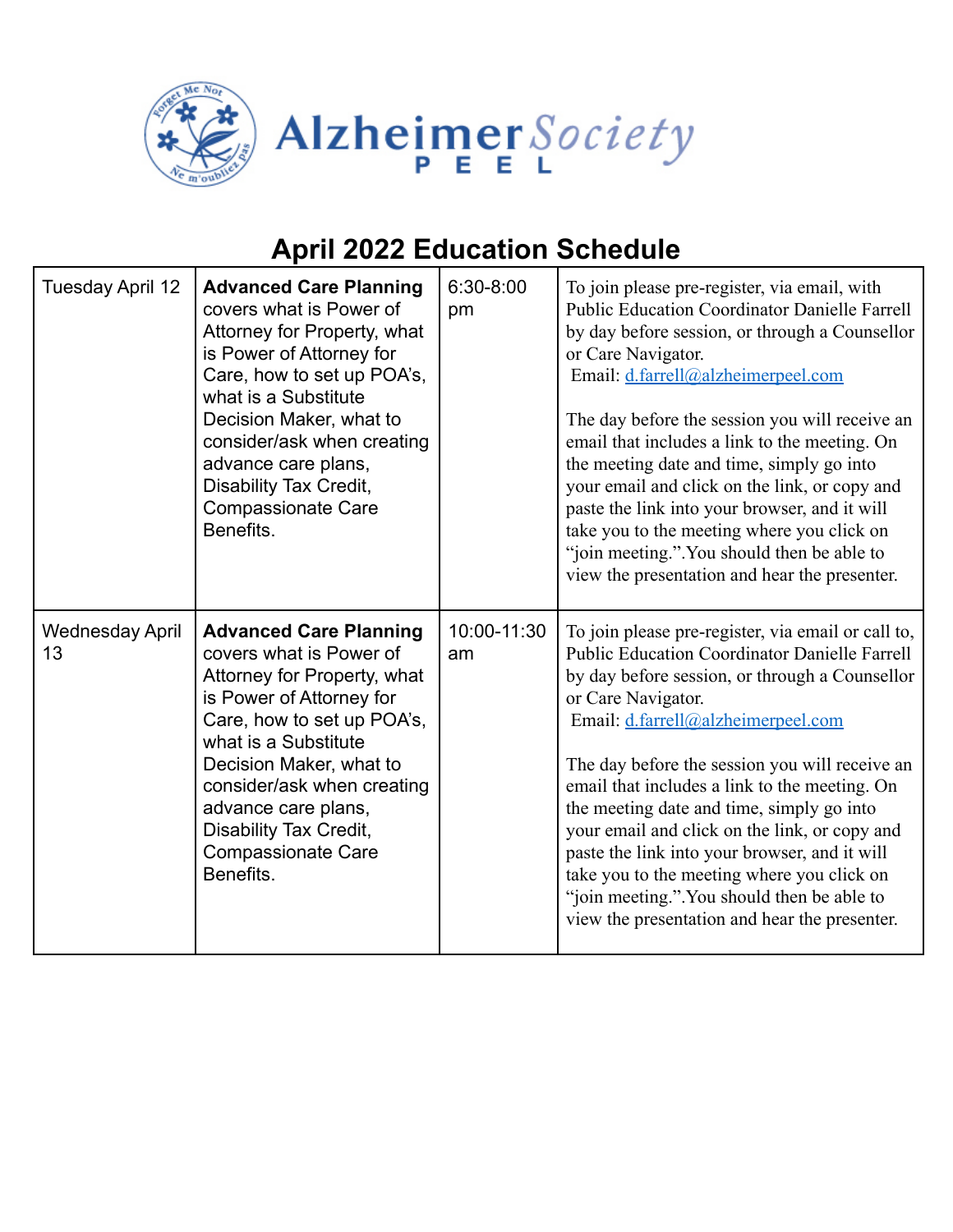Alzheimer Society PEEL

# April 2022 Education Schedule

| | | | |
|---|---|---|---|
| Tuesday April 12 | **Advanced Care Planning** covers what is Power of Attorney for Property, what is Power of Attorney for Care, how to set up POA's, what is a Substitute Decision Maker, what to consider/ask when creating advance care plans, Disability Tax Credit, Compassionate Care Benefits. | 6:30-8:00 pm | To join please pre-register, via email, with Public Education Coordinator Danielle Farrell by day before session, or through a Counsellor or Care Navigator. Email: d.farrell@alzheimerpeel.com<br><br>The day before the session you will receive an email that includes a link to the meeting. On the meeting date and time, simply go into your email and click on the link, or copy and paste the link into your browser, and it will take you to the meeting where you click on "join meeting.".You should then be able to view the presentation and hear the presenter. |
| Wednesday April 13 | **Advanced Care Planning** covers what is Power of Attorney for Property, what is Power of Attorney for Care, how to set up POA's, what is a Substitute Decision Maker, what to consider/ask when creating advance care plans, Disability Tax Credit, Compassionate Care Benefits. | 10:00-11:30 am | To join please pre-register, via email or call to, Public Education Coordinator Danielle Farrell by day before session, or through a Counsellor or Care Navigator. Email: d.farrell@alzheimerpeel.com<br><br>The day before the session you will receive an email that includes a link to the meeting. On the meeting date and time, simply go into your email and click on the link, or copy and paste the link into your browser, and it will take you to the meeting where you click on "join meeting.".You should then be able to view the presentation and hear the presenter. |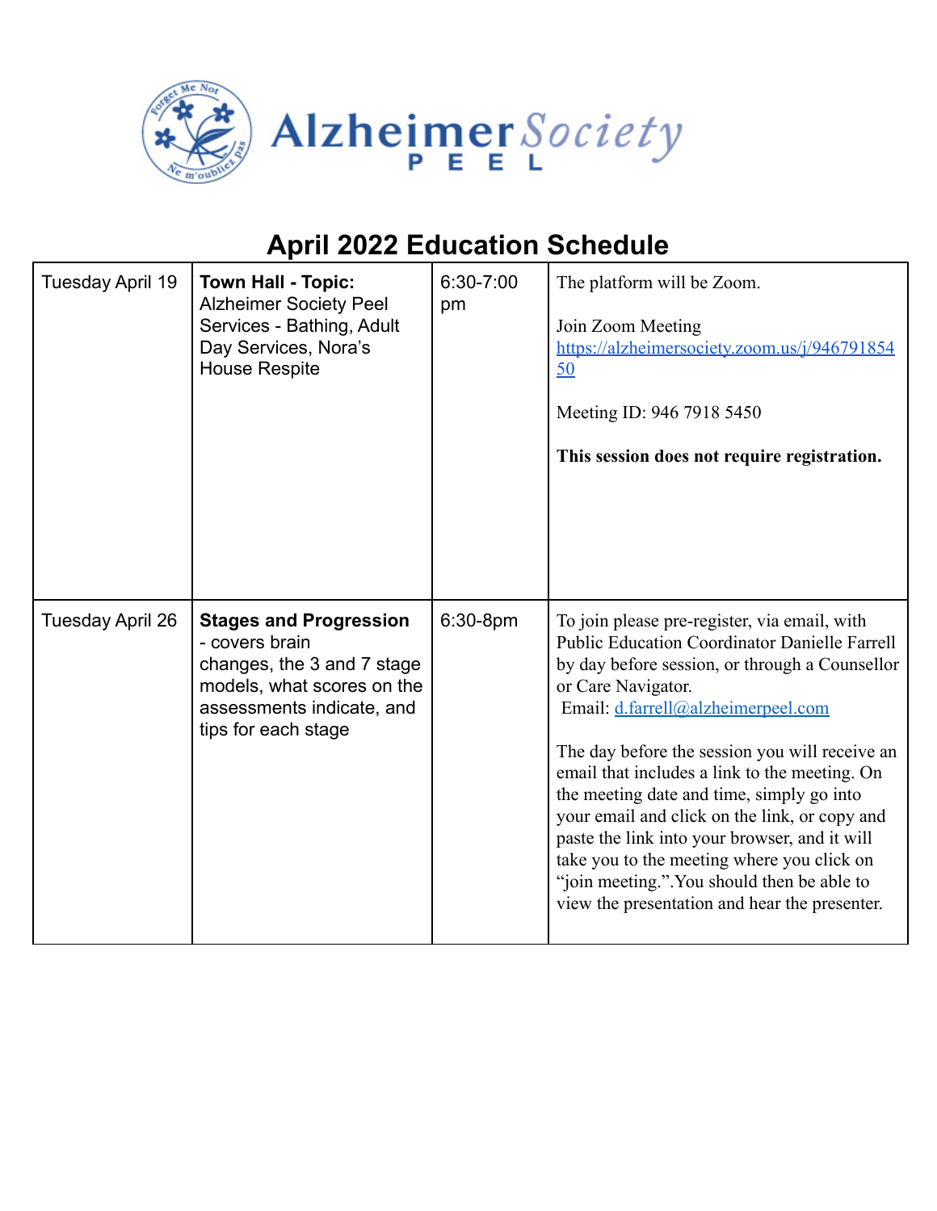Alzheimer Society PEEL

# April 2022 Education Schedule

| | | | |
|---|---|---|---|
| Tuesday April 19 | **Town Hall - Topic:** Alzheimer Society Peel Services - Bathing, Adult Day Services, Nora's House Respite | 6:30-7:00 pm | The platform will be Zoom.<br><br>Join Zoom Meeting<br>https://alzheimersociety.zoom.us/j/94679185450<br><br>Meeting ID: 946 7918 5450<br><br>**This session does not require registration.** |
| Tuesday April 26 | **Stages and Progression** - covers brain changes, the 3 and 7 stage models, what scores on the assessments indicate, and tips for each stage | 6:30-8pm | To join please pre-register, via email, with Public Education Coordinator Danielle Farrell by day before session, or through a Counsellor or Care Navigator.<br>Email: d.farrell@alzheimerpeel.com<br><br>The day before the session you will receive an email that includes a link to the meeting. On the meeting date and time, simply go into your email and click on the link, or copy and paste the link into your browser, and it will take you to the meeting where you click on "join meeting.".You should then be able to view the presentation and hear the presenter. |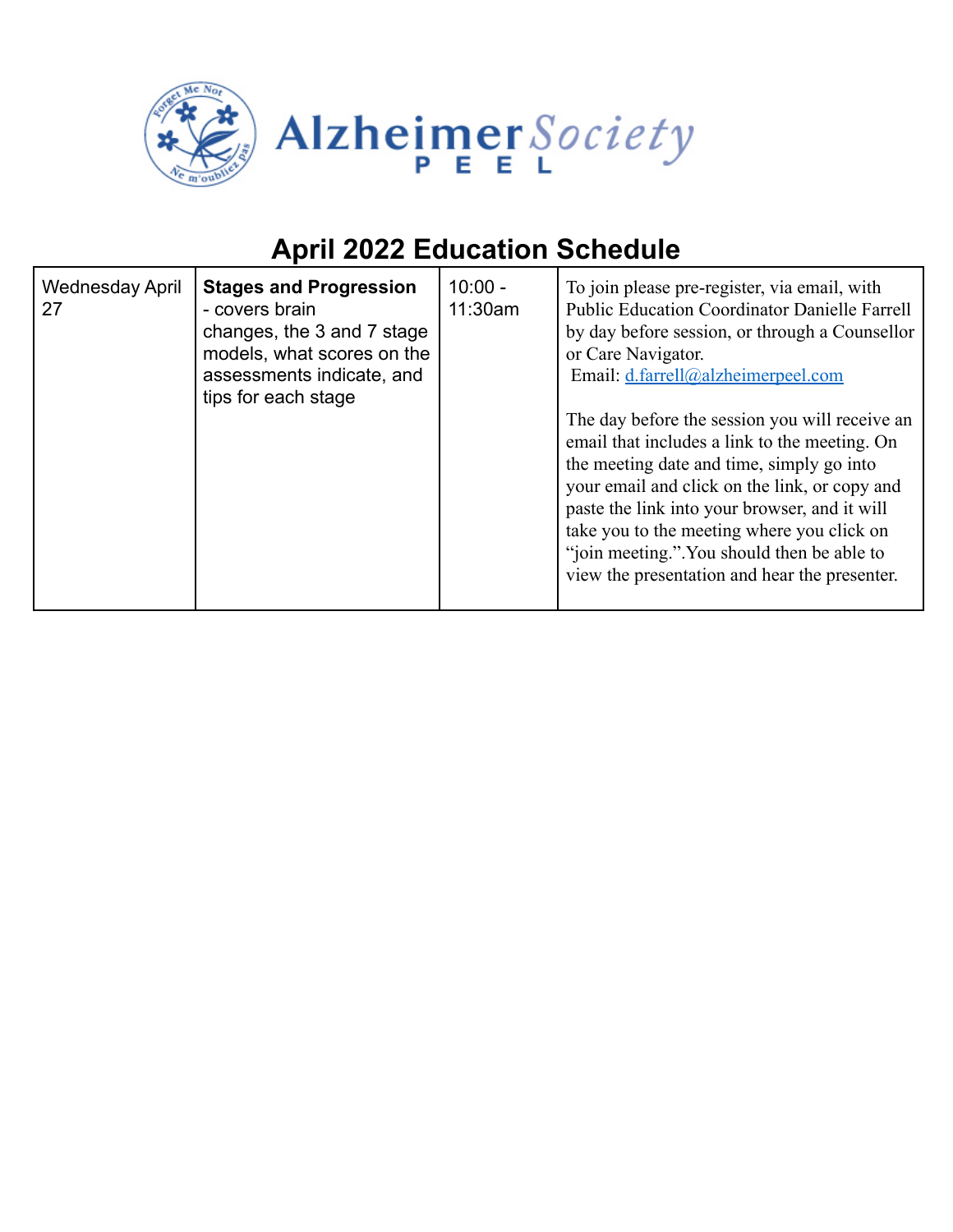Alzheimer Society PEEL

# April 2022 Education Schedule

| | | | |
|---|---|---|---|
| Wednesday April 27 | **Stages and Progression** - covers brain changes, the 3 and 7 stage models, what scores on the assessments indicate, and tips for each stage | 10:00 - 11:30am | To join please pre-register, via email, with Public Education Coordinator Danielle Farrell by day before session, or through a Counsellor or Care Navigator. Email: d.farrell@alzheimerpeel.com<br><br>The day before the session you will receive an email that includes a link to the meeting. On the meeting date and time, simply go into your email and click on the link, or copy and paste the link into your browser, and it will take you to the meeting where you click on "join meeting.".You should then be able to view the presentation and hear the presenter. |